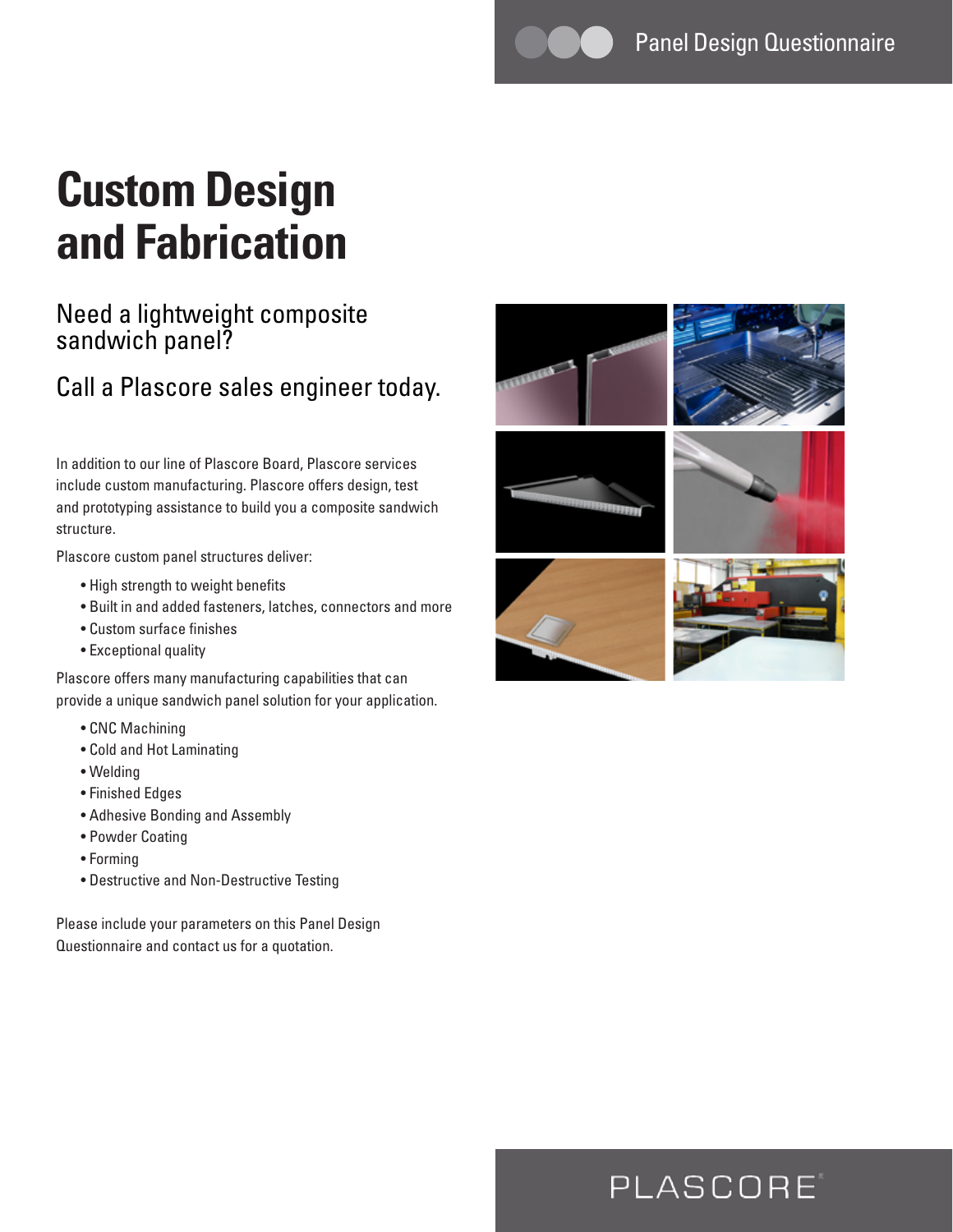# Custom Design and Fabrication

## Need a lightweight composite sandwich panel?

## Call a Plascore sales engineer today.

In addition to our line of Plascore Board, Plascore services include custom manufacturing. Plascore offers design, test and prototyping assistance to build you a composite sandwich structure.

Plascore custom panel structures deliver:

- High strength to weight benefits
- Built in and added fasteners, latches, connectors and more
- Custom surface finishes
- Exceptional quality

Plascore offers many manufacturing capabilities that can provide a unique sandwich panel solution for your application.

- CNC Machining
- Cold and Hot Laminating
- Welding
- Finished Edges
- Adhesive Bonding and Assembly
- Powder Coating
- Forming
- Destructive and Non-Destructive Testing

Please include your parameters on this Panel Design Questionnaire and contact us for a quotation.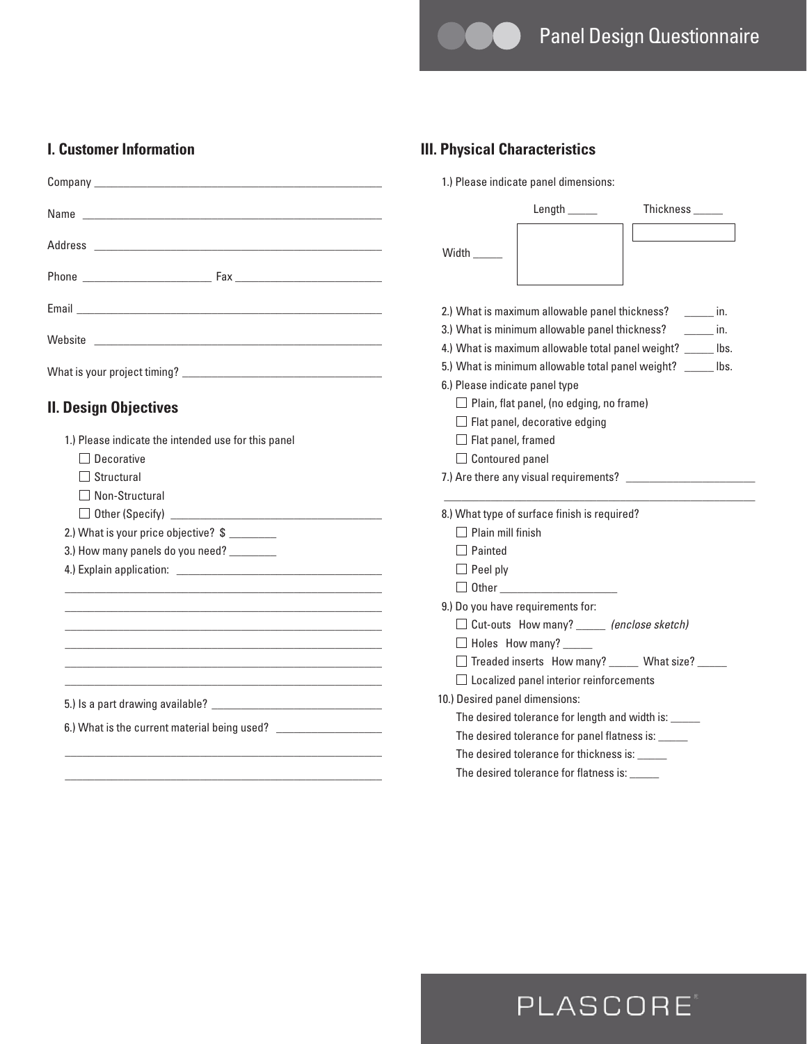# Panel Design Questionnaire

## I. Customer Information

Company ____________________________________________

Name ____________________________________________

Address ____________________________________________

Phone ____________________ Fax ______________________

Email ____________________________________________

Website ____________________________________________

What is your project timing? ______________________________

## II. Design Objectives

1.) Please indicate the intended use for this panel

- ☐ Decorative
- ☐ Structural
- ☐ Non-Structural
- ☐ Other (Specify) ______________________________

2.) What is your price objective? $ ________

3.) How many panels do you need? ________

4.) Explain application: ______________________________

____________________________________________

____________________________________________

____________________________________________

____________________________________________

____________________________________________

5.) Is a part drawing available? ______________________________

6.) What is the current material being used? ________________

____________________________________________

____________________________________________

## III. Physical Characteristics

1.) Please indicate panel dimensions:

Length _____ Thickness _____

Width _____

2.) What is maximum allowable panel thickness? _____ in.

3.) What is minimum allowable panel thickness? _____ in.

4.) What is maximum allowable total panel weight? _____ lbs.

5.) What is minimum allowable total panel weight? _____ lbs.

6.) Please indicate panel type

- ☐ Plain, flat panel, (no edging, no frame)
- ☐ Flat panel, decorative edging
- ☐ Flat panel, framed
- ☐ Contoured panel

7.) Are there any visual requirements? ______________________

____________________________________________

8.) What type of surface finish is required?

- ☐ Plain mill finish
- ☐ Painted
- ☐ Peel ply
- ☐ Other ____________________

9.) Do you have requirements for:

- ☐ Cut-outs How many? _____ *(enclose sketch)*
- ☐ Holes How many? _____
- ☐ Treaded inserts How many? _____ What size? _____
- ☐ Localized panel interior reinforcements

10.) Desired panel dimensions:

The desired tolerance for length and width is: _____

The desired tolerance for panel flatness is: _____

The desired tolerance for thickness is: _____

The desired tolerance for flatness is: _____

PLASCORE®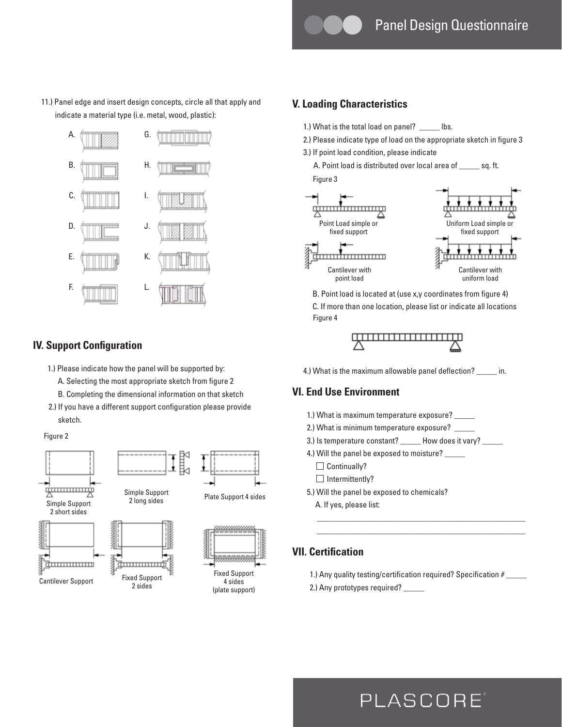11.) Panel edge and insert design concepts, circle all that apply and indicate a material type (i.e. metal, wood, plastic):

A. G.

B. H.

C. I.

D. J.

E. K.

F. L.

## IV. Support Configuration

1.) Please indicate how the panel will be supported by:
   A. Selecting the most appropriate sketch from figure 2
   B. Completing the dimensional information on that sketch
2.) If you have a different support configuration please provide sketch.

Figure 2

Simple Support 2 short sides

Simple Support 2 long sides

Plate Support 4 sides

Cantilever Support

Fixed Support 2 sides

Fixed Support 4 sides (plate support)

## V. Loading Characteristics

1.) What is the total load on panel? _____ lbs.
2.) Please indicate type of load on the appropriate sketch in figure 3
3.) If point load condition, please indicate
   A. Point load is distributed over local area of _____ sq. ft.

Figure 3

Point Load simple or fixed support

Uniform Load simple or fixed support

Cantilever with point load

Cantilever with uniform load

   B. Point load is located at (use x,y coordinates from figure 4)
   C. If more than one location, please list or indicate all locations

Figure 4

4.) What is the maximum allowable panel deflection? _____ in.

## VI. End Use Environment

1.) What is maximum temperature exposure? _____
2.) What is minimum temperature exposure? _____
3.) Is temperature constant? _____ How does it vary? _____
4.) Will the panel be exposed to moisture? _____
   - ☐ Continually?
   - ☐ Intermittently?
5.) Will the panel be exposed to chemicals?
   A. If yes, please list:

_______________________________________________

_______________________________________________

## VII. Certification

1.) Any quality testing/certification required? Specification # _____
2.) Any prototypes required? _____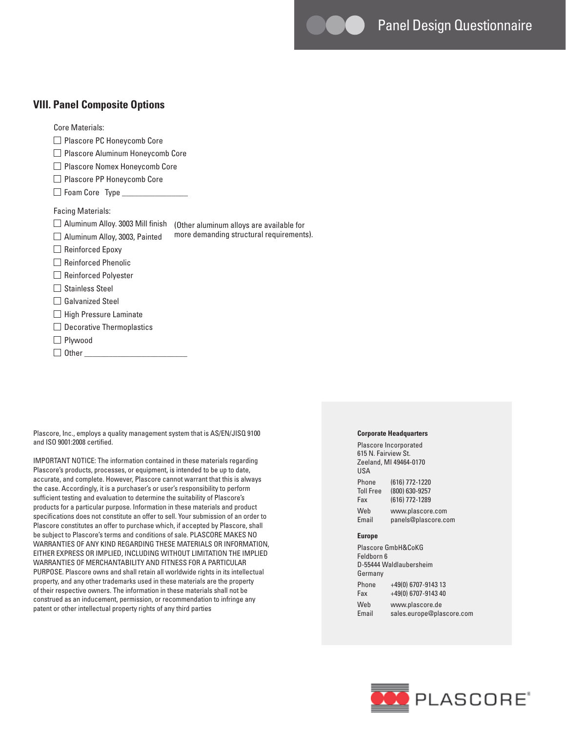## VIII. Panel Composite Options

Core Materials:

- ☐ Plascore PC Honeycomb Core
- ☐ Plascore Aluminum Honeycomb Core
- ☐ Plascore Nomex Honeycomb Core
- ☐ Plascore PP Honeycomb Core
- ☐ Foam Core Type _______________

Facing Materials:

- ☐ Aluminum Alloy. 3003 Mill finish
- ☐ Aluminum Alloy, 3003, Painted

(Other aluminum alloys are available for more demanding structural requirements).

- ☐ Reinforced Epoxy
- ☐ Reinforced Phenolic
- ☐ Reinforced Polyester
- ☐ Stainless Steel
- ☐ Galvanized Steel
- ☐ High Pressure Laminate
- ☐ Decorative Thermoplastics
- ☐ Plywood
- ☐ Other _________________________

Plascore, Inc., employs a quality management system that is AS/EN/JISQ 9100 and ISO 9001:2008 certified.

IMPORTANT NOTICE: The information contained in these materials regarding Plascore's products, processes, or equipment, is intended to be up to date, accurate, and complete. However, Plascore cannot warrant that this is always the case. Accordingly, it is a purchaser's or user's responsibility to perform sufficient testing and evaluation to determine the suitability of Plascore's products for a particular purpose. Information in these materials and product specifications does not constitute an offer to sell. Your submission of an order to Plascore constitutes an offer to purchase which, if accepted by Plascore, shall be subject to Plascore's terms and conditions of sale. PLASCORE MAKES NO WARRANTIES OF ANY KIND REGARDING THESE MATERIALS OR INFORMATION, EITHER EXPRESS OR IMPLIED, INCLUDING WITHOUT LIMITATION THE IMPLIED WARRANTIES OF MERCHANTABILITY AND FITNESS FOR A PARTICULAR PURPOSE. Plascore owns and shall retain all worldwide rights in its intellectual property, and any other trademarks used in these materials are the property of their respective owners. The information in these materials shall not be construed as an inducement, permission, or recommendation to infringe any patent or other intellectual property rights of any third parties

**Corporate Headquarters**

Plascore Incorporated
615 N. Fairview St.
Zeeland, MI 49464-0170
USA

Phone (616) 772-1220
Toll Free (800) 630-9257
Fax (616) 772-1289

Web www.plascore.com
Email panels@plascore.com

**Europe**

Plascore GmbH&CoKG
Feldborn 6
D-55444 Waldlaubersheim
Germany

Phone +49(0) 6707-9143 13
Fax +49(0) 6707-9143 40

Web www.plascore.de
Email sales.europe@plascore.com

PLASCORE®